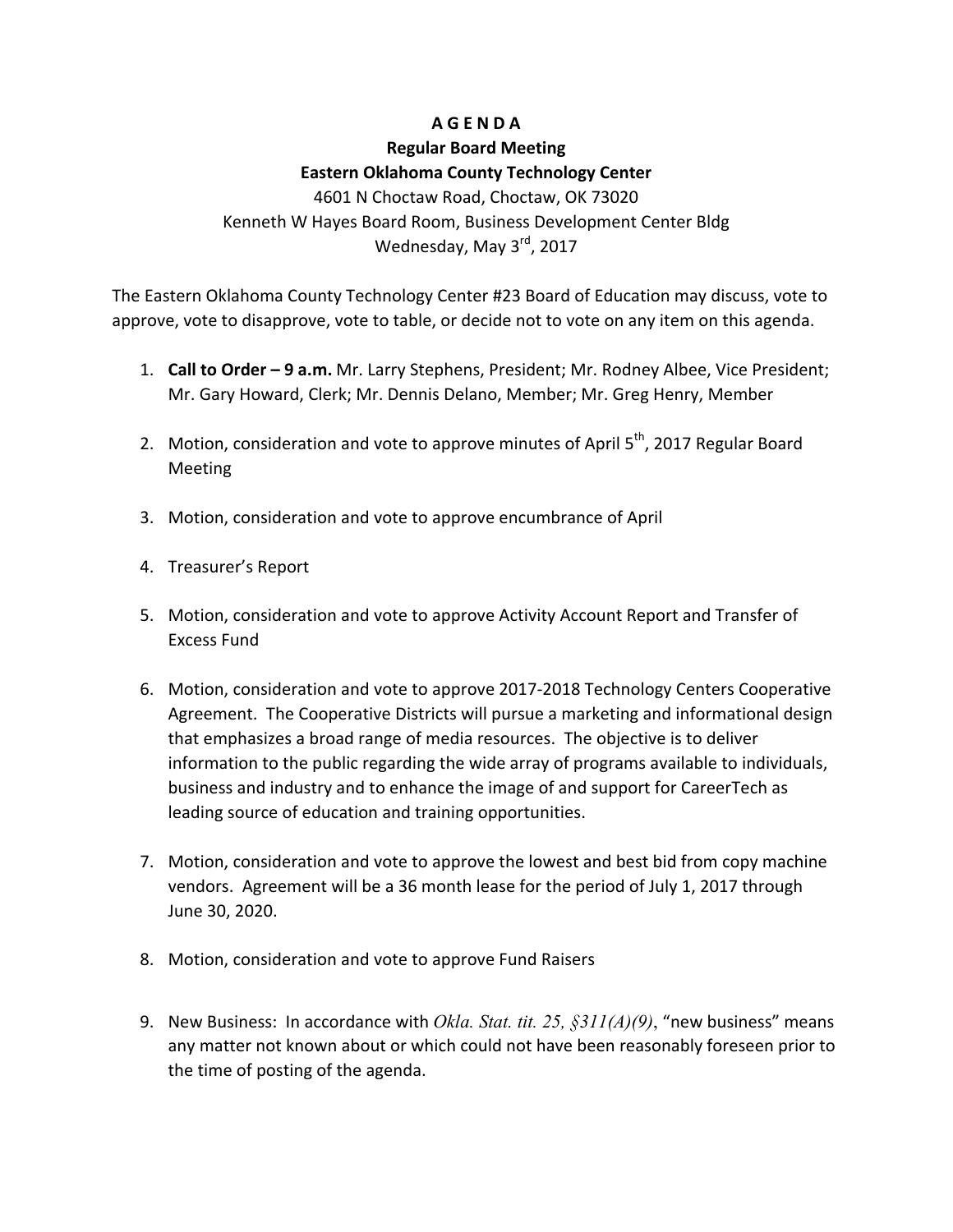# A G E N D A

## Regular Board Meeting

## Eastern Oklahoma County Technology Center

4601 N Choctaw Road, Choctaw, OK 73020
Kenneth W Hayes Board Room, Business Development Center Bldg
Wednesday, May 3rd, 2017

The Eastern Oklahoma County Technology Center #23 Board of Education may discuss, vote to approve, vote to disapprove, vote to table, or decide not to vote on any item on this agenda.

1. **Call to Order – 9 a.m.** Mr. Larry Stephens, President; Mr. Rodney Albee, Vice President; Mr. Gary Howard, Clerk; Mr. Dennis Delano, Member; Mr. Greg Henry, Member

2. Motion, consideration and vote to approve minutes of April 5th, 2017 Regular Board Meeting

3. Motion, consideration and vote to approve encumbrance of April

4. Treasurer's Report

5. Motion, consideration and vote to approve Activity Account Report and Transfer of Excess Fund

6. Motion, consideration and vote to approve 2017-2018 Technology Centers Cooperative Agreement. The Cooperative Districts will pursue a marketing and informational design that emphasizes a broad range of media resources. The objective is to deliver information to the public regarding the wide array of programs available to individuals, business and industry and to enhance the image of and support for CareerTech as leading source of education and training opportunities.

7. Motion, consideration and vote to approve the lowest and best bid from copy machine vendors. Agreement will be a 36 month lease for the period of July 1, 2017 through June 30, 2020.

8. Motion, consideration and vote to approve Fund Raisers

9. New Business: In accordance with *Okla. Stat. tit. 25, §311(A)(9)*, "new business" means any matter not known about or which could not have been reasonably foreseen prior to the time of posting of the agenda.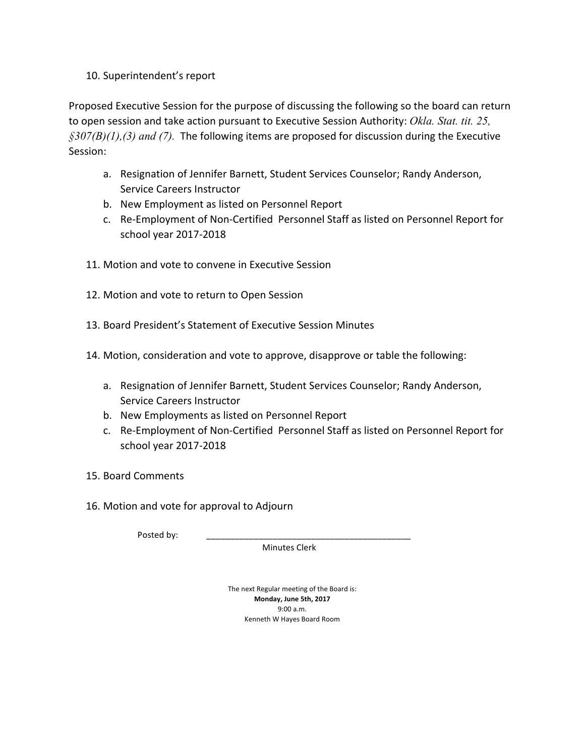10. Superintendent's report

Proposed Executive Session for the purpose of discussing the following so the board can return to open session and take action pursuant to Executive Session Authority: *Okla. Stat. tit. 25, §307(B)(1),(3) and (7).* The following items are proposed for discussion during the Executive Session:

   a. Resignation of Jennifer Barnett, Student Services Counselor; Randy Anderson, Service Careers Instructor
   b. New Employment as listed on Personnel Report
   c. Re-Employment of Non-Certified Personnel Staff as listed on Personnel Report for school year 2017-2018

11. Motion and vote to convene in Executive Session

12. Motion and vote to return to Open Session

13. Board President's Statement of Executive Session Minutes

14. Motion, consideration and vote to approve, disapprove or table the following:

   a. Resignation of Jennifer Barnett, Student Services Counselor; Randy Anderson, Service Careers Instructor
   b. New Employments as listed on Personnel Report
   c. Re-Employment of Non-Certified Personnel Staff as listed on Personnel Report for school year 2017-2018

15. Board Comments

16. Motion and vote for approval to Adjourn

Posted by: ___________________________________________
Minutes Clerk

The next Regular meeting of the Board is:
**Monday, June 5th, 2017**
9:00 a.m.
Kenneth W Hayes Board Room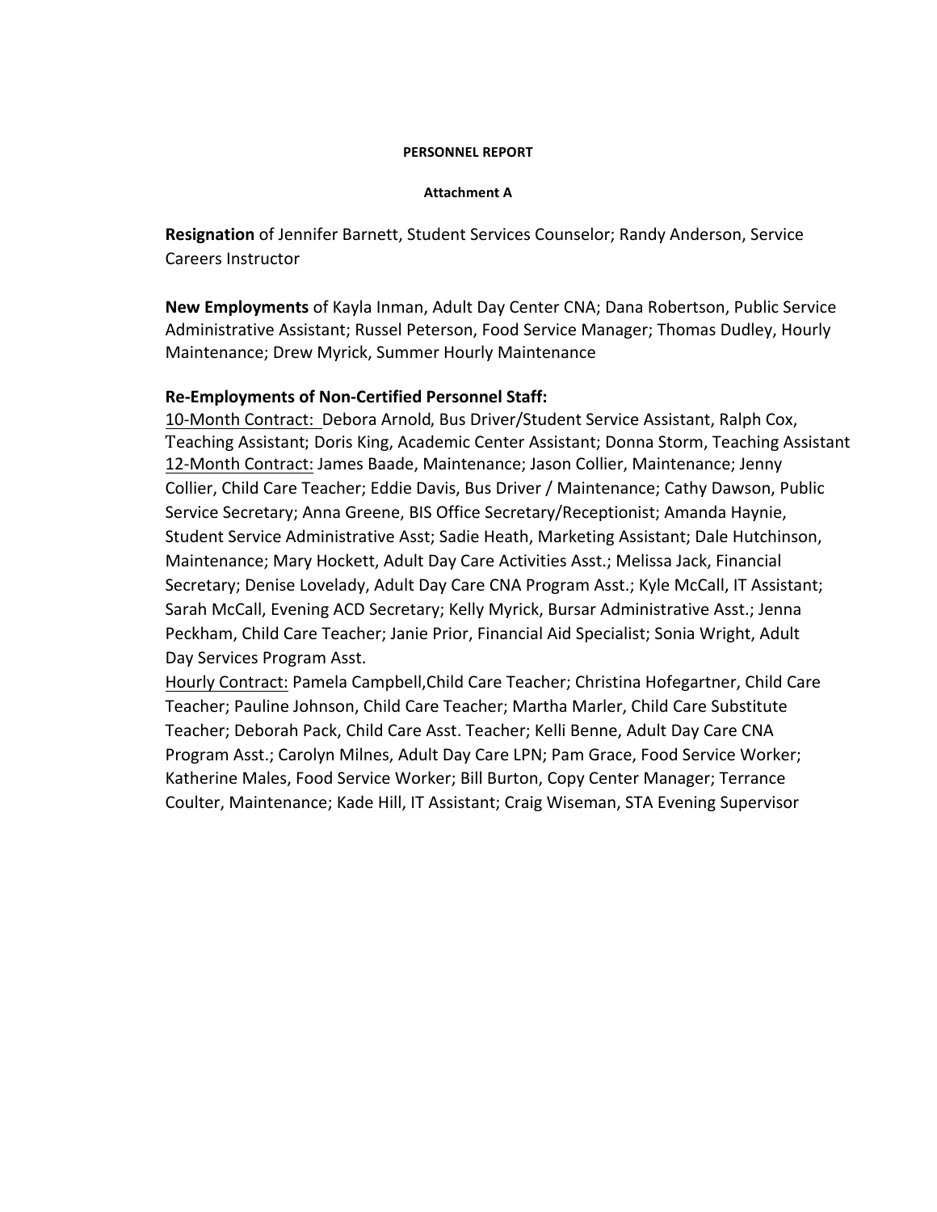**PERSONNEL REPORT**

**Attachment A**

**Resignation** of Jennifer Barnett, Student Services Counselor; Randy Anderson, Service Careers Instructor

**New Employments** of Kayla Inman, Adult Day Center CNA; Dana Robertson, Public Service Administrative Assistant; Russel Peterson, Food Service Manager; Thomas Dudley, Hourly Maintenance; Drew Myrick, Summer Hourly Maintenance

**Re-Employments of Non-Certified Personnel Staff:**
<u>10-Month Contract:</u> Debora Arnold, Bus Driver/Student Service Assistant, Ralph Cox, Teaching Assistant; Doris King, Academic Center Assistant; Donna Storm, Teaching Assistant
<u>12-Month Contract:</u> James Baade, Maintenance; Jason Collier, Maintenance; Jenny Collier, Child Care Teacher; Eddie Davis, Bus Driver / Maintenance; Cathy Dawson, Public Service Secretary; Anna Greene, BIS Office Secretary/Receptionist; Amanda Haynie, Student Service Administrative Asst; Sadie Heath, Marketing Assistant; Dale Hutchinson, Maintenance; Mary Hockett, Adult Day Care Activities Asst.; Melissa Jack, Financial Secretary; Denise Lovelady, Adult Day Care CNA Program Asst.; Kyle McCall, IT Assistant; Sarah McCall, Evening ACD Secretary; Kelly Myrick, Bursar Administrative Asst.; Jenna Peckham, Child Care Teacher; Janie Prior, Financial Aid Specialist; Sonia Wright, Adult Day Services Program Asst.
<u>Hourly Contract:</u> Pamela Campbell,Child Care Teacher; Christina Hofegartner, Child Care Teacher; Pauline Johnson, Child Care Teacher; Martha Marler, Child Care Substitute Teacher; Deborah Pack, Child Care Asst. Teacher; Kelli Benne, Adult Day Care CNA Program Asst.; Carolyn Milnes, Adult Day Care LPN; Pam Grace, Food Service Worker; Katherine Males, Food Service Worker; Bill Burton, Copy Center Manager; Terrance Coulter, Maintenance; Kade Hill, IT Assistant; Craig Wiseman, STA Evening Supervisor